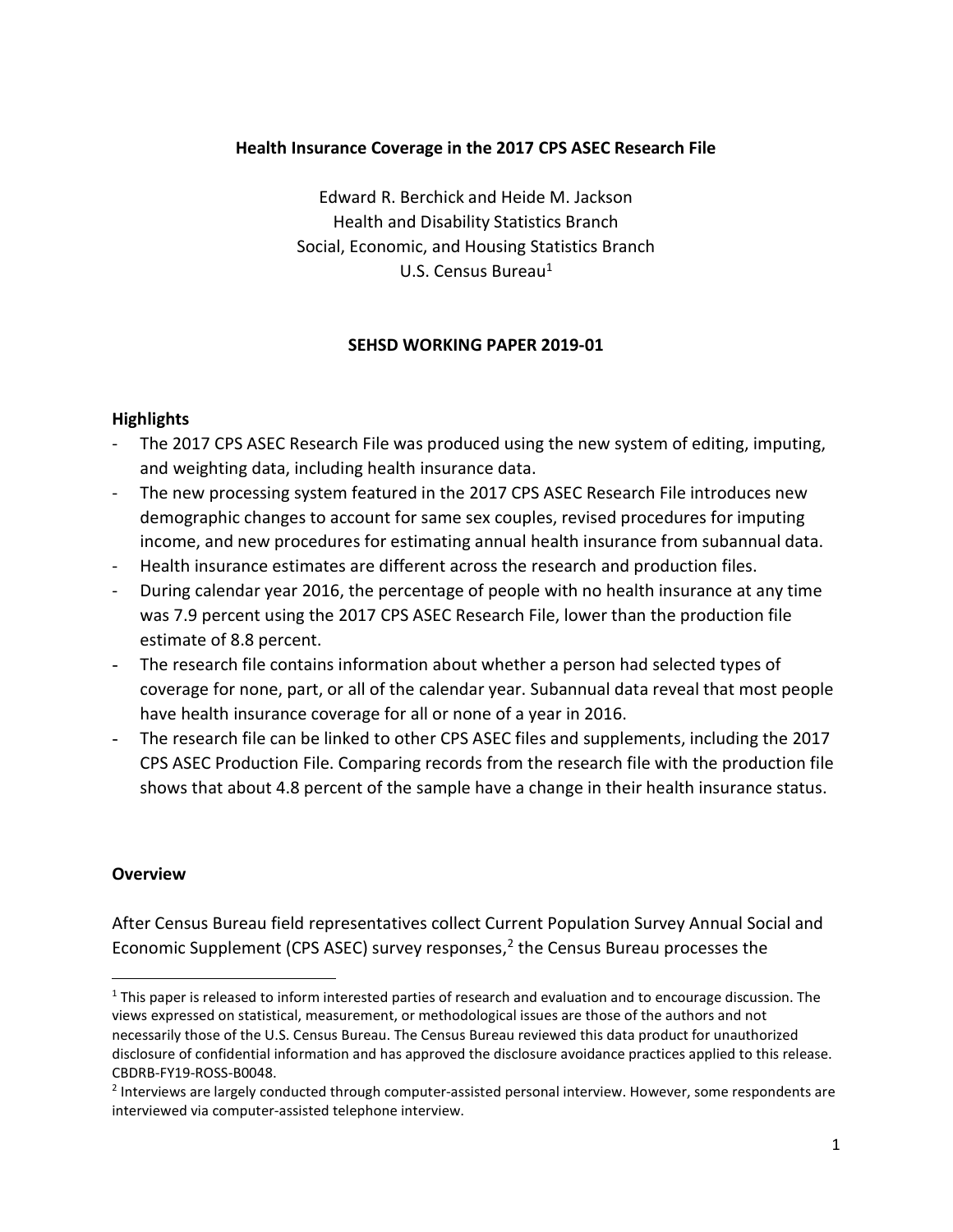**Health Insurance Coverage in the 2017 CPS ASEC Research File**

Edward R. Berchick and Heide M. Jackson
Health and Disability Statistics Branch
Social, Economic, and Housing Statistics Branch
U.S. Census Bureau[1]

**SEHSD WORKING PAPER 2019-01**

## Highlights

- The 2017 CPS ASEC Research File was produced using the new system of editing, imputing, and weighting data, including health insurance data.
- The new processing system featured in the 2017 CPS ASEC Research File introduces new demographic changes to account for same sex couples, revised procedures for imputing income, and new procedures for estimating annual health insurance from subannual data.
- Health insurance estimates are different across the research and production files.
- During calendar year 2016, the percentage of people with no health insurance at any time was 7.9 percent using the 2017 CPS ASEC Research File, lower than the production file estimate of 8.8 percent.
- The research file contains information about whether a person had selected types of coverage for none, part, or all of the calendar year. Subannual data reveal that most people have health insurance coverage for all or none of a year in 2016.
- The research file can be linked to other CPS ASEC files and supplements, including the 2017 CPS ASEC Production File. Comparing records from the research file with the production file shows that about 4.8 percent of the sample have a change in their health insurance status.

## Overview

After Census Bureau field representatives collect Current Population Survey Annual Social and Economic Supplement (CPS ASEC) survey responses,[2] the Census Bureau processes the

---

[1] This paper is released to inform interested parties of research and evaluation and to encourage discussion. The views expressed on statistical, measurement, or methodological issues are those of the authors and not necessarily those of the U.S. Census Bureau. The Census Bureau reviewed this data product for unauthorized disclosure of confidential information and has approved the disclosure avoidance practices applied to this release. CBDRB-FY19-ROSS-B0048.

[2] Interviews are largely conducted through computer-assisted personal interview. However, some respondents are interviewed via computer-assisted telephone interview.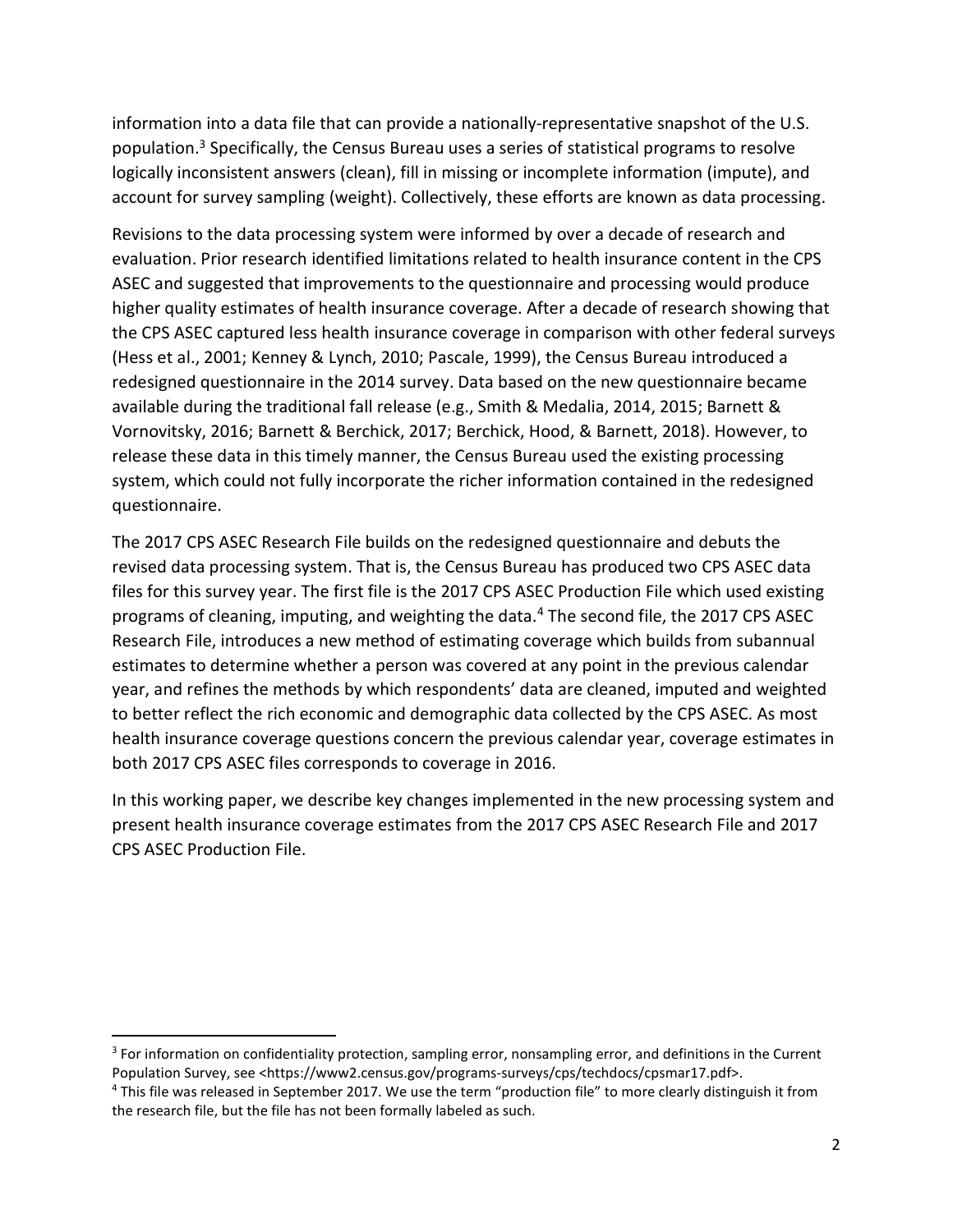information into a data file that can provide a nationally-representative snapshot of the U.S. population.[3] Specifically, the Census Bureau uses a series of statistical programs to resolve logically inconsistent answers (clean), fill in missing or incomplete information (impute), and account for survey sampling (weight). Collectively, these efforts are known as data processing.

Revisions to the data processing system were informed by over a decade of research and evaluation. Prior research identified limitations related to health insurance content in the CPS ASEC and suggested that improvements to the questionnaire and processing would produce higher quality estimates of health insurance coverage. After a decade of research showing that the CPS ASEC captured less health insurance coverage in comparison with other federal surveys (Hess et al., 2001; Kenney & Lynch, 2010; Pascale, 1999), the Census Bureau introduced a redesigned questionnaire in the 2014 survey. Data based on the new questionnaire became available during the traditional fall release (e.g., Smith & Medalia, 2014, 2015; Barnett & Vornovitsky, 2016; Barnett & Berchick, 2017; Berchick, Hood, & Barnett, 2018). However, to release these data in this timely manner, the Census Bureau used the existing processing system, which could not fully incorporate the richer information contained in the redesigned questionnaire.

The 2017 CPS ASEC Research File builds on the redesigned questionnaire and debuts the revised data processing system. That is, the Census Bureau has produced two CPS ASEC data files for this survey year. The first file is the 2017 CPS ASEC Production File which used existing programs of cleaning, imputing, and weighting the data.[4] The second file, the 2017 CPS ASEC Research File, introduces a new method of estimating coverage which builds from subannual estimates to determine whether a person was covered at any point in the previous calendar year, and refines the methods by which respondents' data are cleaned, imputed and weighted to better reflect the rich economic and demographic data collected by the CPS ASEC. As most health insurance coverage questions concern the previous calendar year, coverage estimates in both 2017 CPS ASEC files corresponds to coverage in 2016.

In this working paper, we describe key changes implemented in the new processing system and present health insurance coverage estimates from the 2017 CPS ASEC Research File and 2017 CPS ASEC Production File.

---

[3] For information on confidentiality protection, sampling error, nonsampling error, and definitions in the Current Population Survey, see <https://www2.census.gov/programs-surveys/cps/techdocs/cpsmar17.pdf>.

[4] This file was released in September 2017. We use the term "production file" to more clearly distinguish it from the research file, but the file has not been formally labeled as such.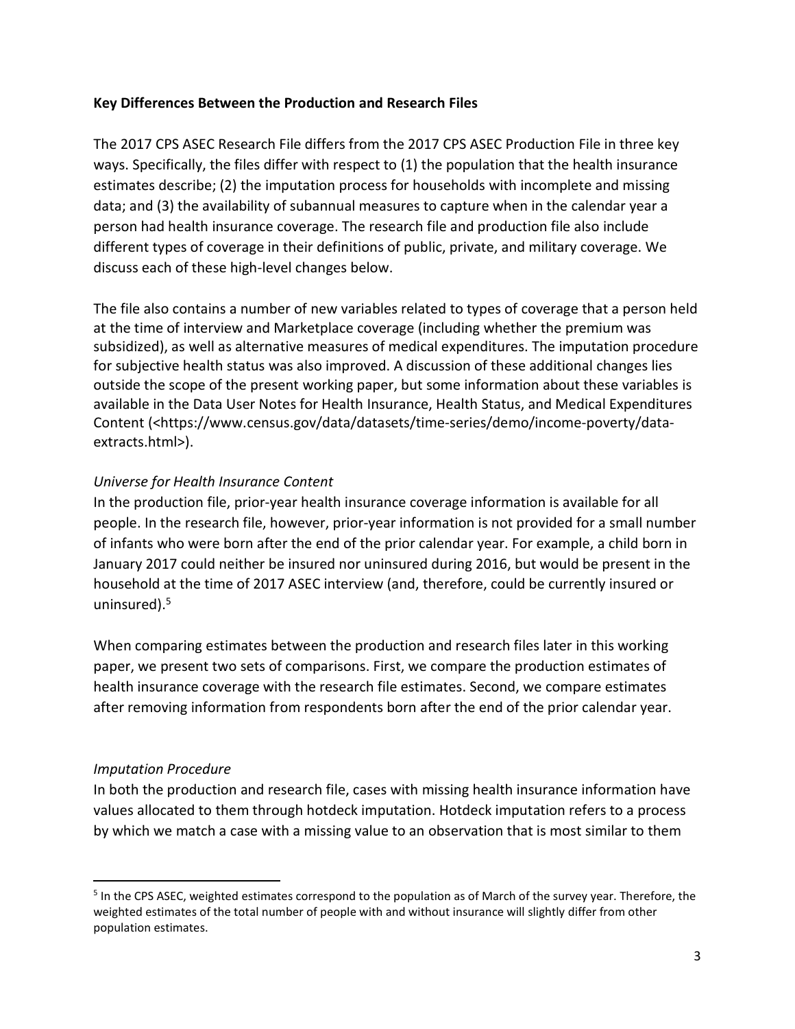**Key Differences Between the Production and Research Files**

The 2017 CPS ASEC Research File differs from the 2017 CPS ASEC Production File in three key ways. Specifically, the files differ with respect to (1) the population that the health insurance estimates describe; (2) the imputation process for households with incomplete and missing data; and (3) the availability of subannual measures to capture when in the calendar year a person had health insurance coverage. The research file and production file also include different types of coverage in their definitions of public, private, and military coverage. We discuss each of these high-level changes below.

The file also contains a number of new variables related to types of coverage that a person held at the time of interview and Marketplace coverage (including whether the premium was subsidized), as well as alternative measures of medical expenditures. The imputation procedure for subjective health status was also improved. A discussion of these additional changes lies outside the scope of the present working paper, but some information about these variables is available in the Data User Notes for Health Insurance, Health Status, and Medical Expenditures Content (<https://www.census.gov/data/datasets/time-series/demo/income-poverty/data-extracts.html>).

*Universe for Health Insurance Content*

In the production file, prior-year health insurance coverage information is available for all people. In the research file, however, prior-year information is not provided for a small number of infants who were born after the end of the prior calendar year. For example, a child born in January 2017 could neither be insured nor uninsured during 2016, but would be present in the household at the time of 2017 ASEC interview (and, therefore, could be currently insured or uninsured).[5]

When comparing estimates between the production and research files later in this working paper, we present two sets of comparisons. First, we compare the production estimates of health insurance coverage with the research file estimates. Second, we compare estimates after removing information from respondents born after the end of the prior calendar year.

*Imputation Procedure*

In both the production and research file, cases with missing health insurance information have values allocated to them through hotdeck imputation. Hotdeck imputation refers to a process by which we match a case with a missing value to an observation that is most similar to them

---

[5] In the CPS ASEC, weighted estimates correspond to the population as of March of the survey year. Therefore, the weighted estimates of the total number of people with and without insurance will slightly differ from other population estimates.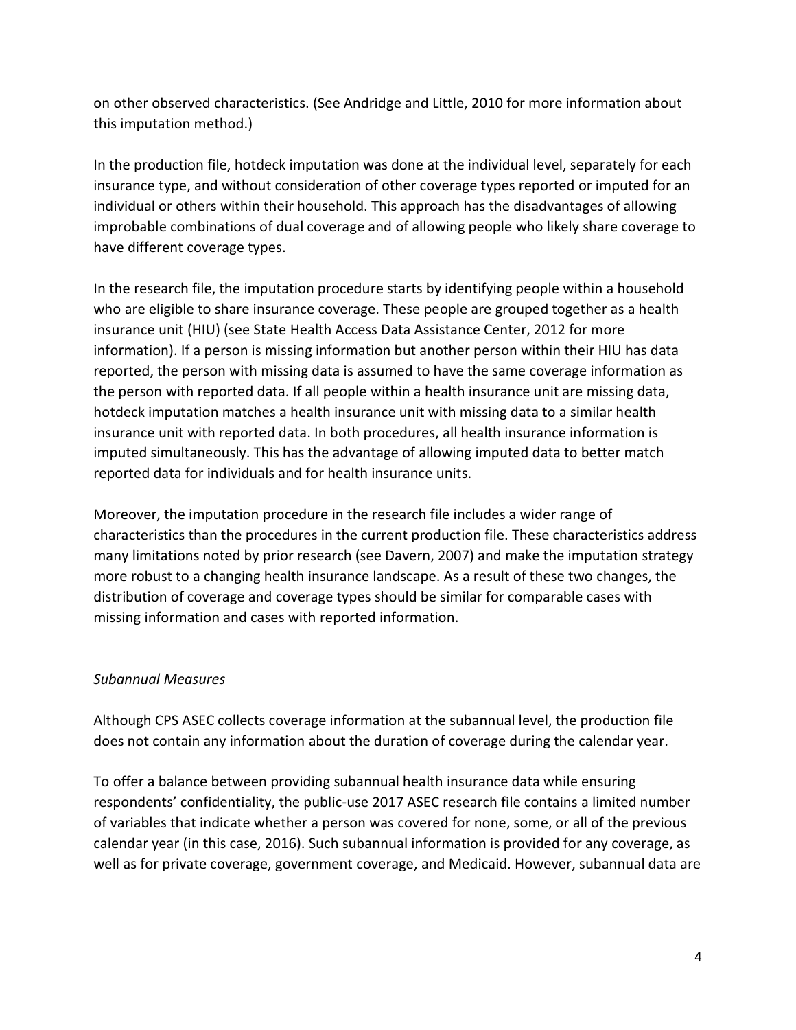on other observed characteristics. (See Andridge and Little, 2010 for more information about this imputation method.)

In the production file, hotdeck imputation was done at the individual level, separately for each insurance type, and without consideration of other coverage types reported or imputed for an individual or others within their household. This approach has the disadvantages of allowing improbable combinations of dual coverage and of allowing people who likely share coverage to have different coverage types.

In the research file, the imputation procedure starts by identifying people within a household who are eligible to share insurance coverage. These people are grouped together as a health insurance unit (HIU) (see State Health Access Data Assistance Center, 2012 for more information). If a person is missing information but another person within their HIU has data reported, the person with missing data is assumed to have the same coverage information as the person with reported data. If all people within a health insurance unit are missing data, hotdeck imputation matches a health insurance unit with missing data to a similar health insurance unit with reported data. In both procedures, all health insurance information is imputed simultaneously. This has the advantage of allowing imputed data to better match reported data for individuals and for health insurance units.

Moreover, the imputation procedure in the research file includes a wider range of characteristics than the procedures in the current production file. These characteristics address many limitations noted by prior research (see Davern, 2007) and make the imputation strategy more robust to a changing health insurance landscape. As a result of these two changes, the distribution of coverage and coverage types should be similar for comparable cases with missing information and cases with reported information.

*Subannual Measures*

Although CPS ASEC collects coverage information at the subannual level, the production file does not contain any information about the duration of coverage during the calendar year.

To offer a balance between providing subannual health insurance data while ensuring respondents' confidentiality, the public-use 2017 ASEC research file contains a limited number of variables that indicate whether a person was covered for none, some, or all of the previous calendar year (in this case, 2016). Such subannual information is provided for any coverage, as well as for private coverage, government coverage, and Medicaid. However, subannual data are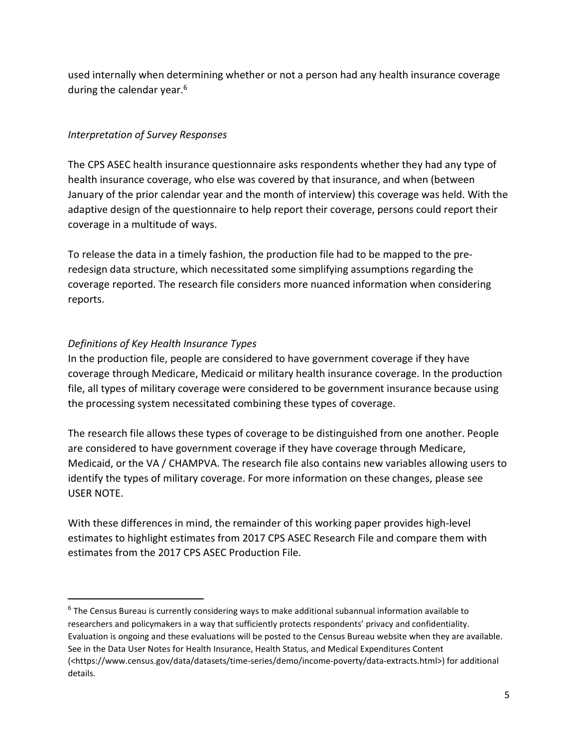used internally when determining whether or not a person had any health insurance coverage during the calendar year.[6]

*Interpretation of Survey Responses*

The CPS ASEC health insurance questionnaire asks respondents whether they had any type of health insurance coverage, who else was covered by that insurance, and when (between January of the prior calendar year and the month of interview) this coverage was held. With the adaptive design of the questionnaire to help report their coverage, persons could report their coverage in a multitude of ways.

To release the data in a timely fashion, the production file had to be mapped to the pre-redesign data structure, which necessitated some simplifying assumptions regarding the coverage reported. The research file considers more nuanced information when considering reports.

*Definitions of Key Health Insurance Types*

In the production file, people are considered to have government coverage if they have coverage through Medicare, Medicaid or military health insurance coverage. In the production file, all types of military coverage were considered to be government insurance because using the processing system necessitated combining these types of coverage.

The research file allows these types of coverage to be distinguished from one another. People are considered to have government coverage if they have coverage through Medicare, Medicaid, or the VA / CHAMPVA. The research file also contains new variables allowing users to identify the types of military coverage. For more information on these changes, please see USER NOTE.

With these differences in mind, the remainder of this working paper provides high-level estimates to highlight estimates from 2017 CPS ASEC Research File and compare them with estimates from the 2017 CPS ASEC Production File.

---

[6] The Census Bureau is currently considering ways to make additional subannual information available to researchers and policymakers in a way that sufficiently protects respondents' privacy and confidentiality. Evaluation is ongoing and these evaluations will be posted to the Census Bureau website when they are available. See in the Data User Notes for Health Insurance, Health Status, and Medical Expenditures Content (<https://www.census.gov/data/datasets/time-series/demo/income-poverty/data-extracts.html>) for additional details.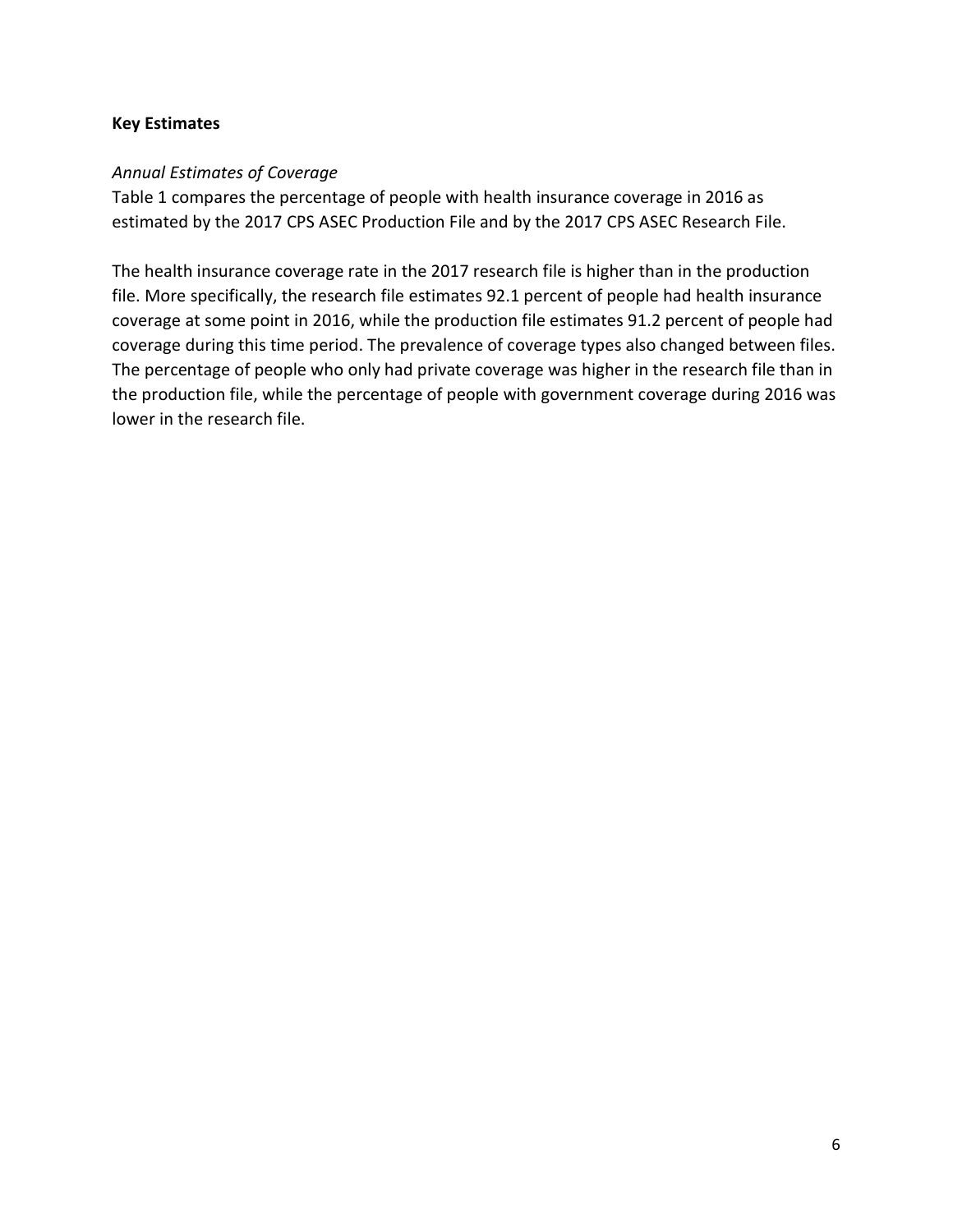**Key Estimates**

*Annual Estimates of Coverage*

Table 1 compares the percentage of people with health insurance coverage in 2016 as estimated by the 2017 CPS ASEC Production File and by the 2017 CPS ASEC Research File.

The health insurance coverage rate in the 2017 research file is higher than in the production file. More specifically, the research file estimates 92.1 percent of people had health insurance coverage at some point in 2016, while the production file estimates 91.2 percent of people had coverage during this time period. The prevalence of coverage types also changed between files. The percentage of people who only had private coverage was higher in the research file than in the production file, while the percentage of people with government coverage during 2016 was lower in the research file.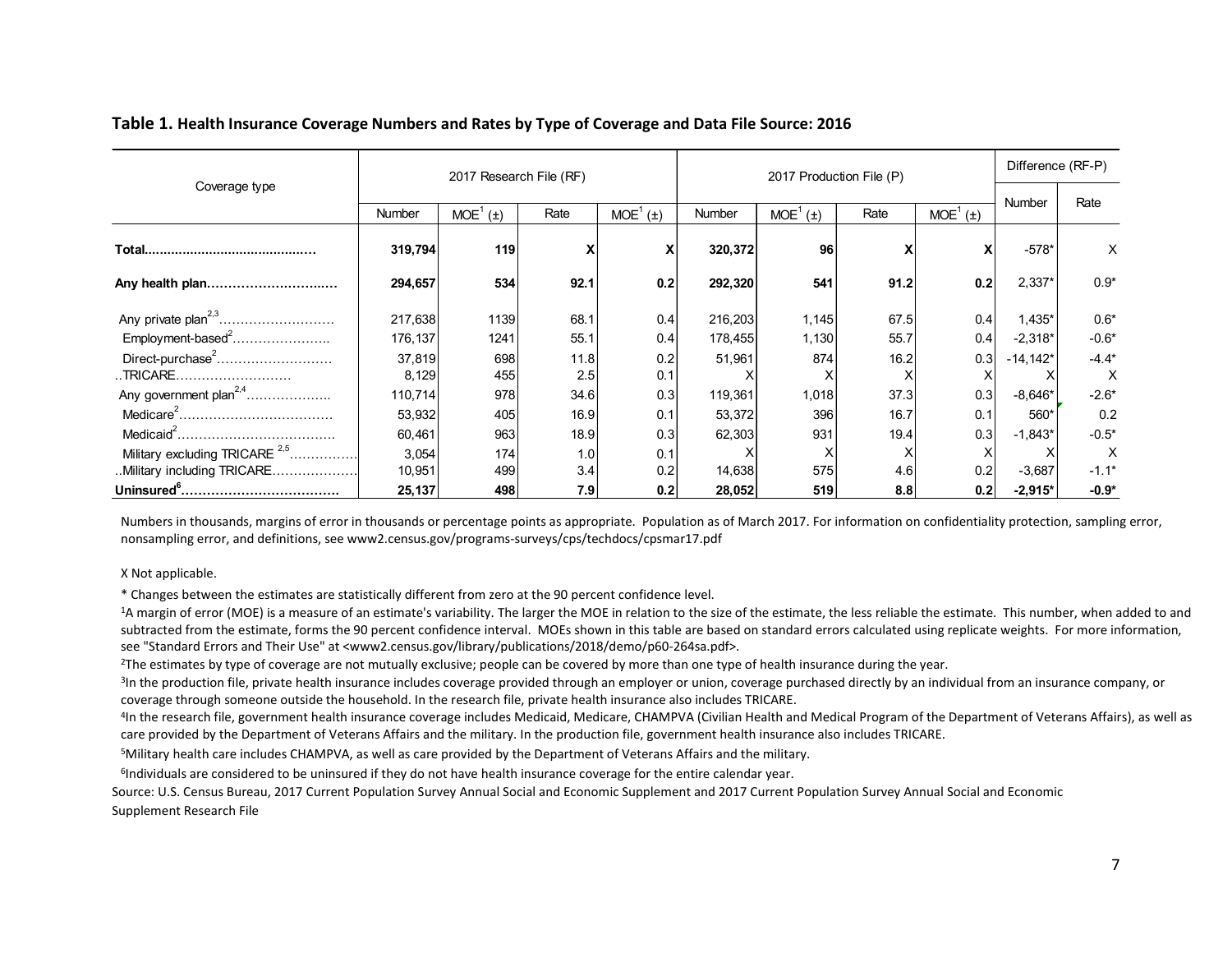**Table 1. Health Insurance Coverage Numbers and Rates by Type of Coverage and Data File Source: 2016**

| Coverage type | 2017 Research File (RF) | | | | 2017 Production File (P) | | | | Difference (RF-P) | |
|---|---|---|---|---|---|---|---|---|---|---|
| | Number | MOE[1] (±) | Rate | MOE[1] (±) | Number | MOE[1] (±) | Rate | MOE[1] (±) | Number | Rate |
| **Total** | **319,794** | **119** | **X** | **X** | **320,372** | **96** | **X** | **X** | -578* | X |
| **Any health plan** | **294,657** | **534** | **92.1** | **0.2** | **292,320** | **541** | **91.2** | **0.2** | 2,337* | 0.9* |
| Any private plan[2,3] | 217,638 | 1139 | 68.1 | 0.4 | 216,203 | 1,145 | 67.5 | 0.4 | 1,435* | 0.6* |
| Employment-based[2] | 176,137 | 1241 | 55.1 | 0.4 | 178,455 | 1,130 | 55.7 | 0.4 | -2,318* | -0.6* |
| Direct-purchase[2] | 37,819 | 698 | 11.8 | 0.2 | 51,961 | 874 | 16.2 | 0.3 | -14,142* | -4.4* |
| ..TRICARE | 8,129 | 455 | 2.5 | 0.1 | X | X | X | X | X | X |
| Any government plan[2,4] | 110,714 | 978 | 34.6 | 0.3 | 119,361 | 1,018 | 37.3 | 0.3 | -8,646* | -2.6* |
| Medicare[2] | 53,932 | 405 | 16.9 | 0.1 | 53,372 | 396 | 16.7 | 0.1 | 560* | 0.2 |
| Medicaid[2] | 60,461 | 963 | 18.9 | 0.3 | 62,303 | 931 | 19.4 | 0.3 | -1,843* | -0.5* |
| Military excluding TRICARE [2,5] | 3,054 | 174 | 1.0 | 0.1 | X | X | X | X | X | X |
| ..Military including TRICARE | 10,951 | 499 | 3.4 | 0.2 | 14,638 | 575 | 4.6 | 0.2 | -3,687 | -1.1* |
| **Uninsured[6]** | **25,137** | **498** | **7.9** | **0.2** | **28,052** | **519** | **8.8** | **0.2** | **-2,915*** | **-0.9*** |

Numbers in thousands, margins of error in thousands or percentage points as appropriate. Population as of March 2017. For information on confidentiality protection, sampling error, nonsampling error, and definitions, see www2.census.gov/programs-surveys/cps/techdocs/cpsmar17.pdf

X Not applicable.

* Changes between the estimates are statistically different from zero at the 90 percent confidence level.

[1]A margin of error (MOE) is a measure of an estimate's variability. The larger the MOE in relation to the size of the estimate, the less reliable the estimate. This number, when added to and subtracted from the estimate, forms the 90 percent confidence interval. MOEs shown in this table are based on standard errors calculated using replicate weights. For more information, see "Standard Errors and Their Use" at <www2.census.gov/library/publications/2018/demo/p60-264sa.pdf>.

[2]The estimates by type of coverage are not mutually exclusive; people can be covered by more than one type of health insurance during the year.

[3]In the production file, private health insurance includes coverage provided through an employer or union, coverage purchased directly by an individual from an insurance company, or coverage through someone outside the household. In the research file, private health insurance also includes TRICARE.

[4]In the research file, government health insurance coverage includes Medicaid, Medicare, CHAMPVA (Civilian Health and Medical Program of the Department of Veterans Affairs), as well as care provided by the Department of Veterans Affairs and the military. In the production file, government health insurance also includes TRICARE.

[5]Military health care includes CHAMPVA, as well as care provided by the Department of Veterans Affairs and the military.

[6]Individuals are considered to be uninsured if they do not have health insurance coverage for the entire calendar year.

Source: U.S. Census Bureau, 2017 Current Population Survey Annual Social and Economic Supplement and 2017 Current Population Survey Annual Social and Economic Supplement Research File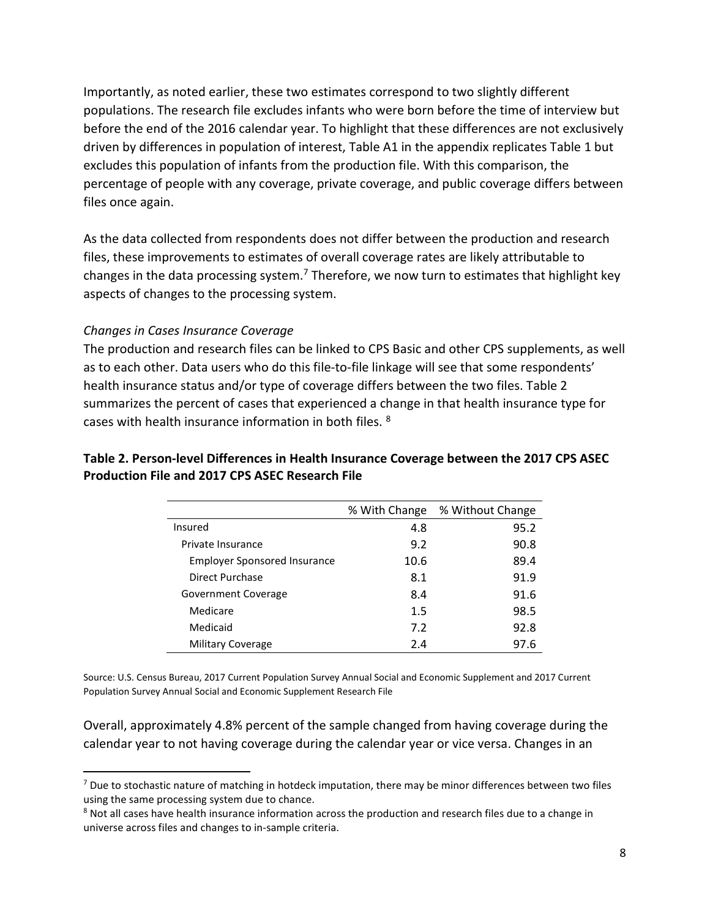Importantly, as noted earlier, these two estimates correspond to two slightly different populations. The research file excludes infants who were born before the time of interview but before the end of the 2016 calendar year. To highlight that these differences are not exclusively driven by differences in population of interest, Table A1 in the appendix replicates Table 1 but excludes this population of infants from the production file. With this comparison, the percentage of people with any coverage, private coverage, and public coverage differs between files once again.

As the data collected from respondents does not differ between the production and research files, these improvements to estimates of overall coverage rates are likely attributable to changes in the data processing system.[7] Therefore, we now turn to estimates that highlight key aspects of changes to the processing system.

*Changes in Cases Insurance Coverage*

The production and research files can be linked to CPS Basic and other CPS supplements, as well as to each other. Data users who do this file-to-file linkage will see that some respondents' health insurance status and/or type of coverage differs between the two files. Table 2 summarizes the percent of cases that experienced a change in that health insurance type for cases with health insurance information in both files. [8]

**Table 2. Person-level Differences in Health Insurance Coverage between the 2017 CPS ASEC Production File and 2017 CPS ASEC Research File**

| | % With Change | % Without Change |
|---|---|---|
| Insured | 4.8 | 95.2 |
| Private Insurance | 9.2 | 90.8 |
| Employer Sponsored Insurance | 10.6 | 89.4 |
| Direct Purchase | 8.1 | 91.9 |
| Government Coverage | 8.4 | 91.6 |
| Medicare | 1.5 | 98.5 |
| Medicaid | 7.2 | 92.8 |
| Military Coverage | 2.4 | 97.6 |

Source: U.S. Census Bureau, 2017 Current Population Survey Annual Social and Economic Supplement and 2017 Current Population Survey Annual Social and Economic Supplement Research File

Overall, approximately 4.8% percent of the sample changed from having coverage during the calendar year to not having coverage during the calendar year or vice versa. Changes in an

[7] Due to stochastic nature of matching in hotdeck imputation, there may be minor differences between two files using the same processing system due to chance.

[8] Not all cases have health insurance information across the production and research files due to a change in universe across files and changes to in-sample criteria.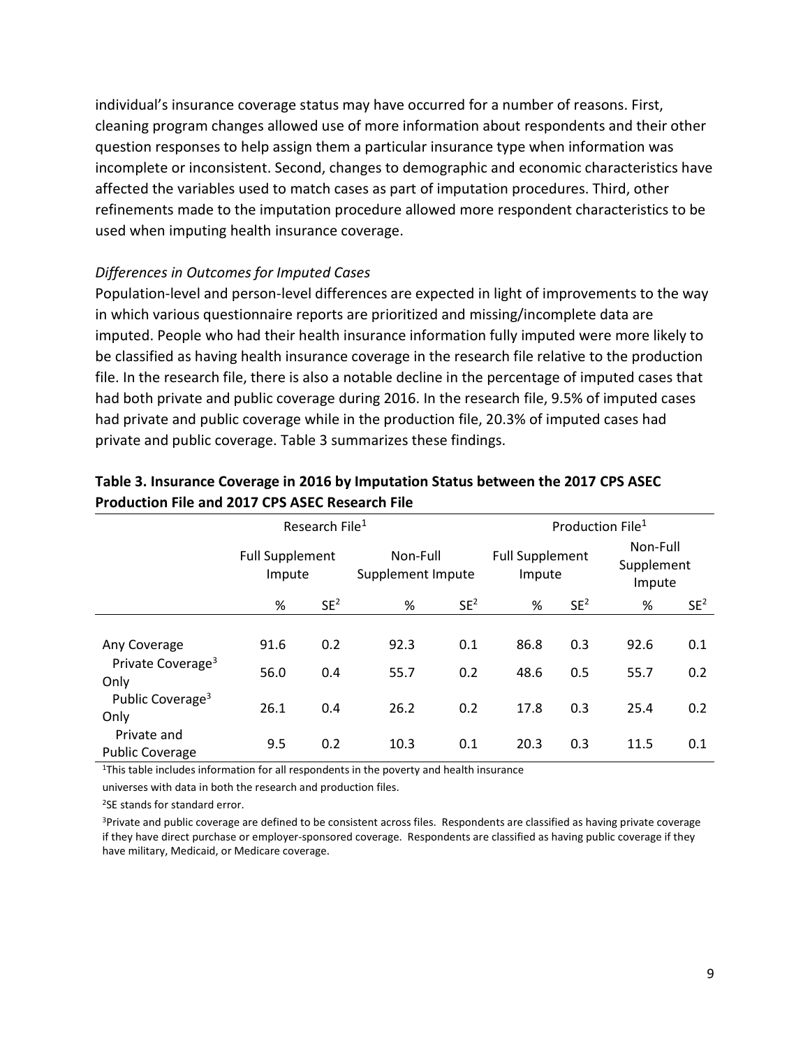individual's insurance coverage status may have occurred for a number of reasons. First, cleaning program changes allowed use of more information about respondents and their other question responses to help assign them a particular insurance type when information was incomplete or inconsistent. Second, changes to demographic and economic characteristics have affected the variables used to match cases as part of imputation procedures. Third, other refinements made to the imputation procedure allowed more respondent characteristics to be used when imputing health insurance coverage.

*Differences in Outcomes for Imputed Cases*

Population-level and person-level differences are expected in light of improvements to the way in which various questionnaire reports are prioritized and missing/incomplete data are imputed. People who had their health insurance information fully imputed were more likely to be classified as having health insurance coverage in the research file relative to the production file. In the research file, there is also a notable decline in the percentage of imputed cases that had both private and public coverage during 2016. In the research file, 9.5% of imputed cases had private and public coverage while in the production file, 20.3% of imputed cases had private and public coverage. Table 3 summarizes these findings.

**Table 3. Insurance Coverage in 2016 by Imputation Status between the 2017 CPS ASEC Production File and 2017 CPS ASEC Research File**

| | Research File[1] | | | | Production File[1] | | | |
|---|---|---|---|---|---|---|---|---|
| | Full Supplement Impute | | Non-Full Supplement Impute | | Full Supplement Impute | | Non-Full Supplement Impute | |
| | % | SE[2] | % | SE[2] | % | SE[2] | % | SE[2] |
| Any Coverage | 91.6 | 0.2 | 92.3 | 0.1 | 86.8 | 0.3 | 92.6 | 0.1 |
| Private Coverage[3] Only | 56.0 | 0.4 | 55.7 | 0.2 | 48.6 | 0.5 | 55.7 | 0.2 |
| Public Coverage[3] Only | 26.1 | 0.4 | 26.2 | 0.2 | 17.8 | 0.3 | 25.4 | 0.2 |
| Private and Public Coverage | 9.5 | 0.2 | 10.3 | 0.1 | 20.3 | 0.3 | 11.5 | 0.1 |

[1]This table includes information for all respondents in the poverty and health insurance universes with data in both the research and production files.

[2]SE stands for standard error.

[3]Private and public coverage are defined to be consistent across files. Respondents are classified as having private coverage if they have direct purchase or employer-sponsored coverage. Respondents are classified as having public coverage if they have military, Medicaid, or Medicare coverage.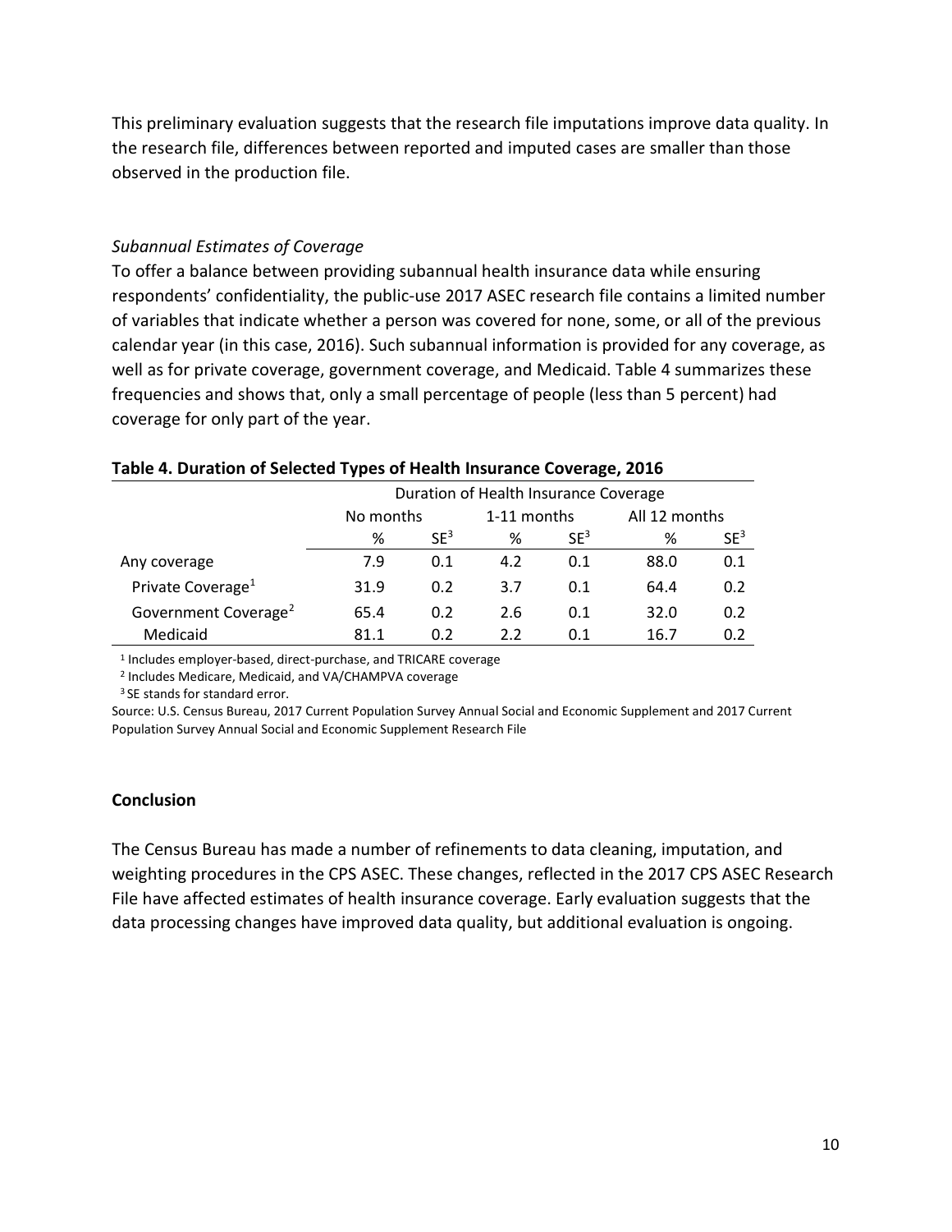This preliminary evaluation suggests that the research file imputations improve data quality. In the research file, differences between reported and imputed cases are smaller than those observed in the production file.

*Subannual Estimates of Coverage*

To offer a balance between providing subannual health insurance data while ensuring respondents' confidentiality, the public-use 2017 ASEC research file contains a limited number of variables that indicate whether a person was covered for none, some, or all of the previous calendar year (in this case, 2016). Such subannual information is provided for any coverage, as well as for private coverage, government coverage, and Medicaid. Table 4 summarizes these frequencies and shows that, only a small percentage of people (less than 5 percent) had coverage for only part of the year.

**Table 4. Duration of Selected Types of Health Insurance Coverage, 2016**

| | Duration of Health Insurance Coverage | | | | | |
|---|---|---|---|---|---|---|
| | No months | | 1-11 months | | All 12 months | |
| | % | SE[3] | % | SE[3] | % | SE[3] |
| Any coverage | 7.9 | 0.1 | 4.2 | 0.1 | 88.0 | 0.1 |
| Private Coverage[1] | 31.9 | 0.2 | 3.7 | 0.1 | 64.4 | 0.2 |
| Government Coverage[2] | 65.4 | 0.2 | 2.6 | 0.1 | 32.0 | 0.2 |
| Medicaid | 81.1 | 0.2 | 2.2 | 0.1 | 16.7 | 0.2 |

[1] Includes employer-based, direct-purchase, and TRICARE coverage

[2] Includes Medicare, Medicaid, and VA/CHAMPVA coverage

[3] SE stands for standard error.

Source: U.S. Census Bureau, 2017 Current Population Survey Annual Social and Economic Supplement and 2017 Current Population Survey Annual Social and Economic Supplement Research File

**Conclusion**

The Census Bureau has made a number of refinements to data cleaning, imputation, and weighting procedures in the CPS ASEC. These changes, reflected in the 2017 CPS ASEC Research File have affected estimates of health insurance coverage. Early evaluation suggests that the data processing changes have improved data quality, but additional evaluation is ongoing.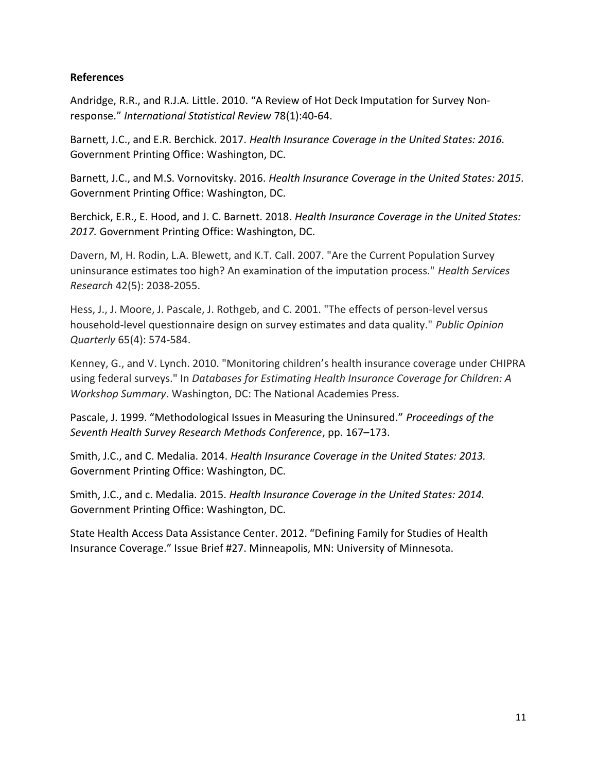**References**

Andridge, R.R., and R.J.A. Little. 2010. “A Review of Hot Deck Imputation for Survey Non-response.” *International Statistical Review* 78(1):40-64.

Barnett, J.C., and E.R. Berchick. 2017. *Health Insurance Coverage in the United States: 2016.* Government Printing Office: Washington, DC.

Barnett, J.C., and M.S. Vornovitsky. 2016. *Health Insurance Coverage in the United States: 2015.* Government Printing Office: Washington, DC.

Berchick, E.R., E. Hood, and J. C. Barnett. 2018. *Health Insurance Coverage in the United States: 2017.* Government Printing Office: Washington, DC.

Davern, M, H. Rodin, L.A. Blewett, and K.T. Call. 2007. "Are the Current Population Survey uninsurance estimates too high? An examination of the imputation process." *Health Services Research* 42(5): 2038-2055.

Hess, J., J. Moore, J. Pascale, J. Rothgeb, and C. 2001. "The effects of person-level versus household-level questionnaire design on survey estimates and data quality." *Public Opinion Quarterly* 65(4): 574-584.

Kenney, G., and V. Lynch. 2010. "Monitoring children’s health insurance coverage under CHIPRA using federal surveys." In *Databases for Estimating Health Insurance Coverage for Children: A Workshop Summary*. Washington, DC: The National Academies Press.

Pascale, J. 1999. “Methodological Issues in Measuring the Uninsured.” *Proceedings of the Seventh Health Survey Research Methods Conference*, pp. 167–173.

Smith, J.C., and C. Medalia. 2014. *Health Insurance Coverage in the United States: 2013.* Government Printing Office: Washington, DC.

Smith, J.C., and c. Medalia. 2015. *Health Insurance Coverage in the United States: 2014.* Government Printing Office: Washington, DC.

State Health Access Data Assistance Center. 2012. “Defining Family for Studies of Health Insurance Coverage.” Issue Brief #27. Minneapolis, MN: University of Minnesota.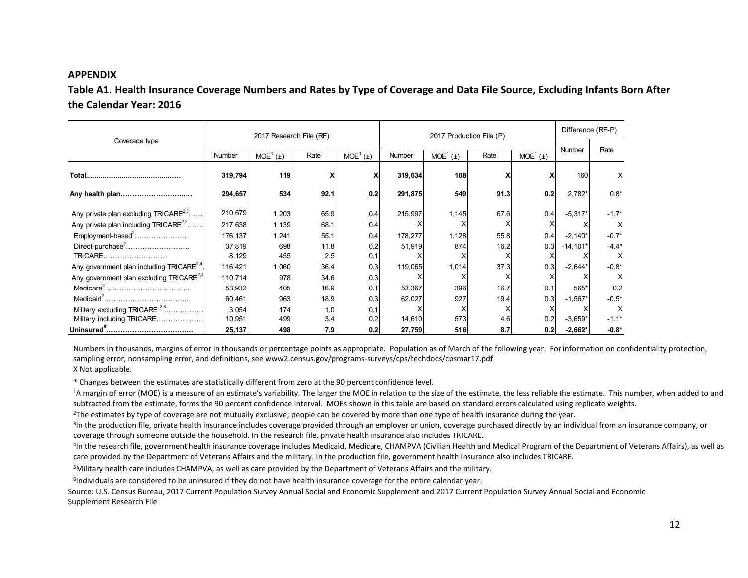## APPENDIX

### Table A1. Health Insurance Coverage Numbers and Rates by Type of Coverage and Data File Source, Excluding Infants Born After the Calendar Year: 2016

| Coverage type | 2017 Research File (RF) | | | | 2017 Production File (P) | | | | Difference (RF-P) | |
|---|---|---|---|---|---|---|---|---|---|---|
| | Number | MOE[1] (±) | Rate | MOE[1] (±) | Number | MOE[1] (±) | Rate | MOE[1] (±) | Number | Rate |
| **Total** | **319,794** | **119** | **X** | **X** | **319,634** | **108** | **X** | **X** | 160 | X |
| **Any health plan** | **294,657** | **534** | **92.1** | **0.2** | **291,875** | **549** | **91.3** | **0.2** | 2,782* | 0.8* |
| Any private plan excluding TRICARE[2,3] | 210,679 | 1,203 | 65.9 | 0.4 | 215,997 | 1,145 | 67.6 | 0.4 | -5,317* | -1.7* |
| Any private plan including TRICARE[2,3] | 217,638 | 1,139 | 68.1 | 0.4 | X | X | X | X | X | X |
| Employment-based[2] | 176,137 | 1,241 | 55.1 | 0.4 | 178,277 | 1,128 | 55.8 | 0.4 | -2,140* | -0.7* |
| Direct-purchase[2] | 37,819 | 698 | 11.8 | 0.2 | 51,919 | 874 | 16.2 | 0.3 | -14,101* | -4.4* |
| TRICARE | 8,129 | 455 | 2.5 | 0.1 | X | X | X | X | X | X |
| Any government plan including TRICARE[2,4] | 116,421 | 1,060 | 36.4 | 0.3 | 119,065 | 1,014 | 37.3 | 0.3 | -2,644* | -0.8* |
| Any government plan excluding TRICARE[2,4] | 110,714 | 978 | 34.6 | 0.3 | X | X | X | X | X | X |
| Medicare[2] | 53,932 | 405 | 16.9 | 0.1 | 53,367 | 396 | 16.7 | 0.1 | 565* | 0.2 |
| Medicaid[2] | 60,461 | 963 | 18.9 | 0.3 | 62,027 | 927 | 19.4 | 0.3 | -1,567* | -0.5* |
| Military excluding TRICARE[2,5] | 3,054 | 174 | 1.0 | 0.1 | X | X | X | X | X | X |
| Military including TRICARE | 10,951 | 499 | 3.4 | 0.2 | 14,610 | 573 | 4.6 | 0.2 | -3,659* | -1.1* |
| **Uninsured[6]** | **25,137** | **498** | **7.9** | **0.2** | **27,759** | **516** | **8.7** | **0.2** | **-2,662*** | **-0.8*** |

Numbers in thousands, margins of error in thousands or percentage points as appropriate. Population as of March of the following year. For information on confidentiality protection, sampling error, nonsampling error, and definitions, see www2.census.gov/programs-surveys/cps/techdocs/cpsmar17.pdf

X Not applicable.

* Changes between the estimates are statistically different from zero at the 90 percent confidence level.

[1]A margin of error (MOE) is a measure of an estimate's variability. The larger the MOE in relation to the size of the estimate, the less reliable the estimate. This number, when added to and subtracted from the estimate, forms the 90 percent confidence interval. MOEs shown in this table are based on standard errors calculated using replicate weights.

[2]The estimates by type of coverage are not mutually exclusive; people can be covered by more than one type of health insurance during the year.

[3]In the production file, private health insurance includes coverage provided through an employer or union, coverage purchased directly by an individual from an insurance company, or coverage through someone outside the household. In the research file, private health insurance also includes TRICARE.

[4]In the research file, government health insurance coverage includes Medicaid, Medicare, CHAMPVA (Civilian Health and Medical Program of the Department of Veterans Affairs), as well as care provided by the Department of Veterans Affairs and the military. In the production file, government health insurance also includes TRICARE.

[5]Military health care includes CHAMPVA, as well as care provided by the Department of Veterans Affairs and the military.

[6]Individuals are considered to be uninsured if they do not have health insurance coverage for the entire calendar year.

Source: U.S. Census Bureau, 2017 Current Population Survey Annual Social and Economic Supplement and 2017 Current Population Survey Annual Social and Economic Supplement Research File